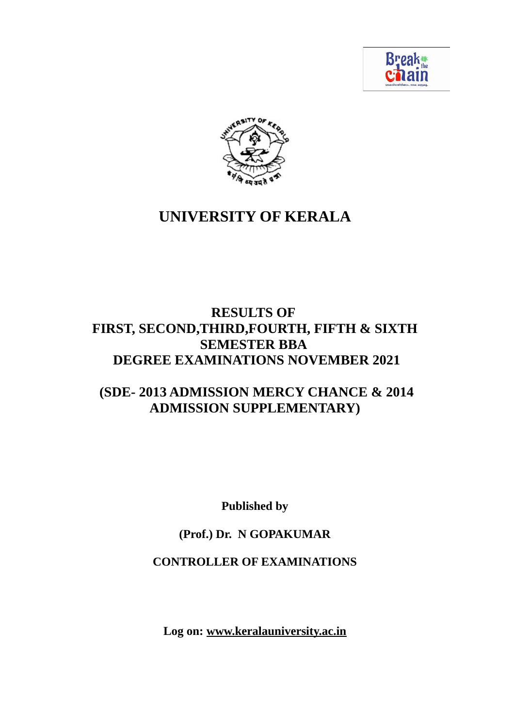# UNIVERSITY OF KERALA

## RESULTS OF FIRST, SECOND,THIRD,FOURTH, FIFTH & SIXTH SEMESTER BBA DEGREE EXAMINATIONS NOVEMBER 2021

## (SDE- 2013 ADMISSION MERCY CHANCE & 2014 ADMISSION SUPPLEMENTARY)

**Published by**

**(Prof.) Dr. N GOPAKUMAR**

**CONTROLLER OF EXAMINATIONS**

**Log on: www.keralauniversity.ac.in**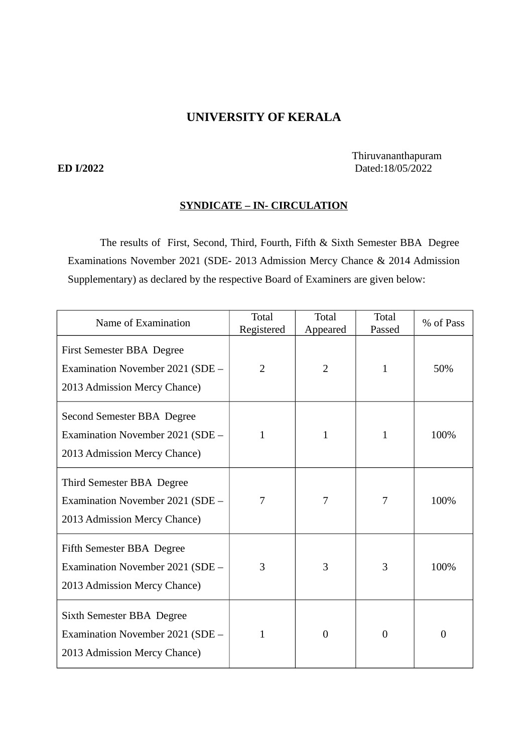# UNIVERSITY OF KERALA

Thiruvananthapuram

**ED I/2022** Dated:18/05/2022

**SYNDICATE – IN- CIRCULATION**

The results of First, Second, Third, Fourth, Fifth & Sixth Semester BBA Degree Examinations November 2021 (SDE- 2013 Admission Mercy Chance & 2014 Admission Supplementary) as declared by the respective Board of Examiners are given below:

| Name of Examination | Total Registered | Total Appeared | Total Passed | % of Pass |
|---|---|---|---|---|
| First Semester BBA Degree Examination November 2021 (SDE – 2013 Admission Mercy Chance) | 2 | 2 | 1 | 50% |
| Second Semester BBA Degree Examination November 2021 (SDE – 2013 Admission Mercy Chance) | 1 | 1 | 1 | 100% |
| Third Semester BBA Degree Examination November 2021 (SDE – 2013 Admission Mercy Chance) | 7 | 7 | 7 | 100% |
| Fifth Semester BBA Degree Examination November 2021 (SDE – 2013 Admission Mercy Chance) | 3 | 3 | 3 | 100% |
| Sixth Semester BBA Degree Examination November 2021 (SDE – 2013 Admission Mercy Chance) | 1 | 0 | 0 | 0 |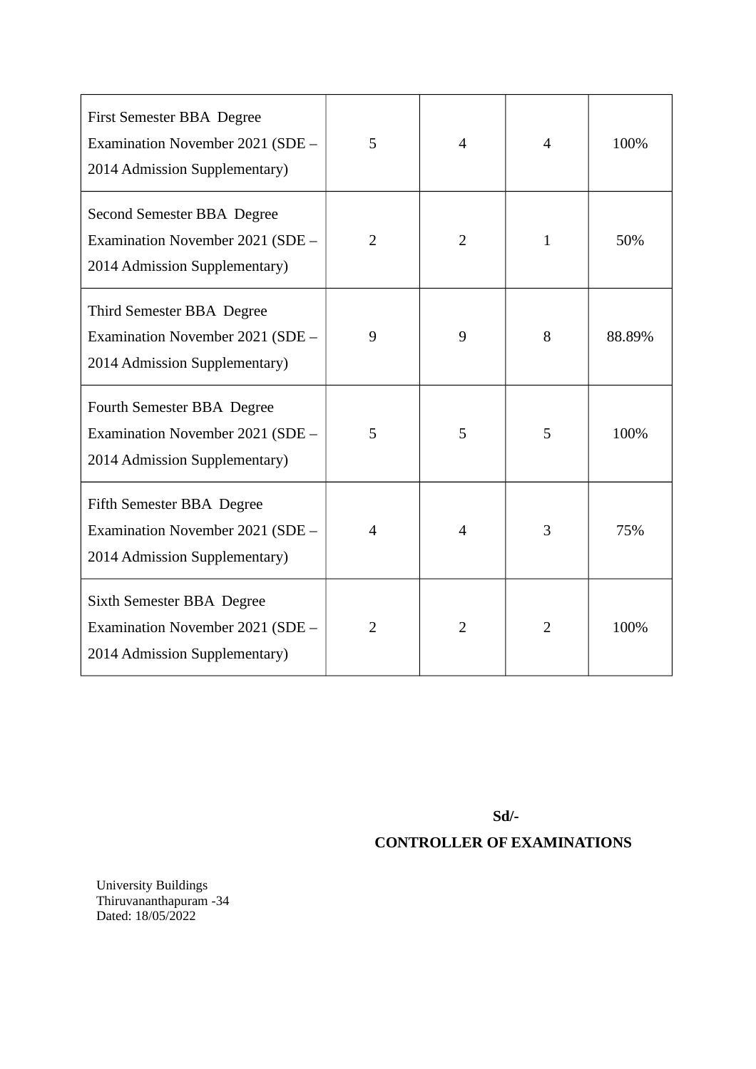| | | | | |
|---|---|---|---|---|
| First Semester BBA Degree Examination November 2021 (SDE – 2014 Admission Supplementary) | 5 | 4 | 4 | 100% |
| Second Semester BBA Degree Examination November 2021 (SDE – 2014 Admission Supplementary) | 2 | 2 | 1 | 50% |
| Third Semester BBA Degree Examination November 2021 (SDE – 2014 Admission Supplementary) | 9 | 9 | 8 | 88.89% |
| Fourth Semester BBA Degree Examination November 2021 (SDE – 2014 Admission Supplementary) | 5 | 5 | 5 | 100% |
| Fifth Semester BBA Degree Examination November 2021 (SDE – 2014 Admission Supplementary) | 4 | 4 | 3 | 75% |
| Sixth Semester BBA Degree Examination November 2021 (SDE – 2014 Admission Supplementary) | 2 | 2 | 2 | 100% |

**Sd/-**

**CONTROLLER OF EXAMINATIONS**

University Buildings
Thiruvananthapuram -34
Dated: 18/05/2022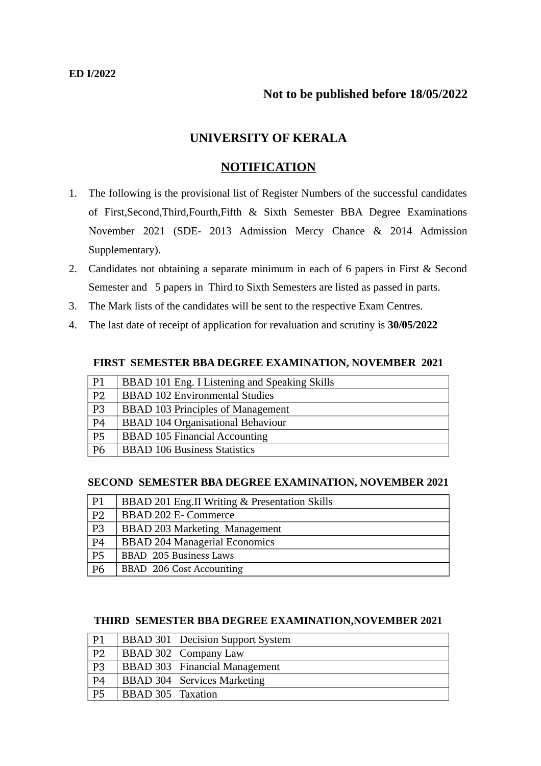ED I/2022

**Not to be published before 18/05/2022**

# UNIVERSITY OF KERALA

## NOTIFICATION

1. The following is the provisional list of Register Numbers of the successful candidates of First,Second,Third,Fourth,Fifth & Sixth Semester BBA Degree Examinations November 2021 (SDE- 2013 Admission Mercy Chance & 2014 Admission Supplementary).
2. Candidates not obtaining a separate minimum in each of 6 papers in First & Second Semester and 5 papers in Third to Sixth Semesters are listed as passed in parts.
3. The Mark lists of the candidates will be sent to the respective Exam Centres.
4. The last date of receipt of application for revaluation and scrutiny is **30/05/2022**

### FIRST SEMESTER BBA DEGREE EXAMINATION, NOVEMBER 2021

| | |
|---|---|
| P1 | BBAD 101 Eng. I Listening and Speaking Skills |
| P2 | BBAD 102 Environmental Studies |
| P3 | BBAD 103 Principles of Management |
| P4 | BBAD 104 Organisational Behaviour |
| P5 | BBAD 105 Financial Accounting |
| P6 | BBAD 106 Business Statistics |

### SECOND SEMESTER BBA DEGREE EXAMINATION, NOVEMBER 2021

| | |
|---|---|
| P1 | BBAD 201 Eng.II Writing & Presentation Skills |
| P2 | BBAD 202 E- Commerce |
| P3 | BBAD 203 Marketing Management |
| P4 | BBAD 204 Managerial Economics |
| P5 | BBAD 205 Business Laws |
| P6 | BBAD 206 Cost Accounting |

### THIRD SEMESTER BBA DEGREE EXAMINATION,NOVEMBER 2021

| | |
|---|---|
| P1 | BBAD 301 Decision Support System |
| P2 | BBAD 302 Company Law |
| P3 | BBAD 303 Financial Management |
| P4 | BBAD 304 Services Marketing |
| P5 | BBAD 305 Taxation |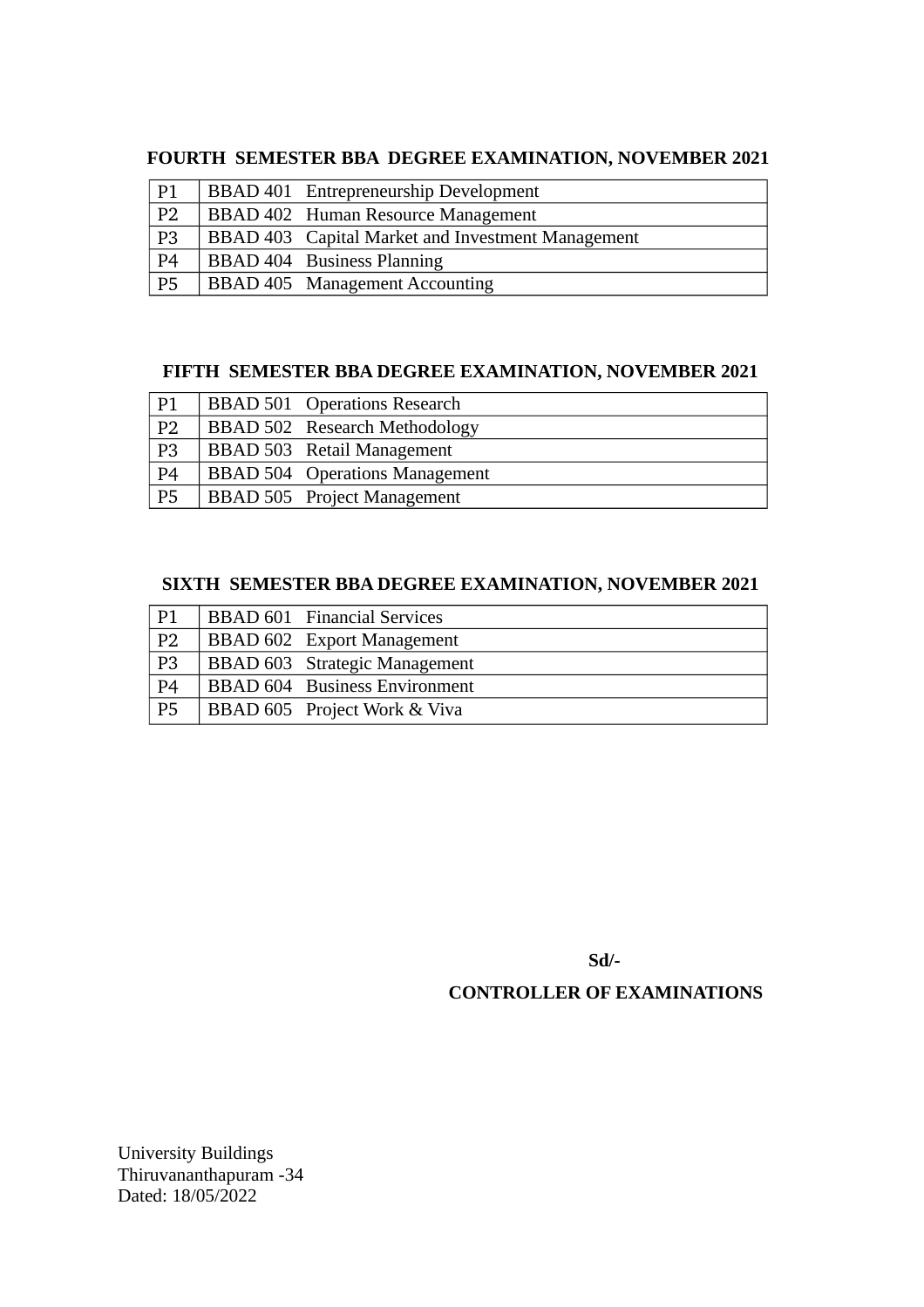**FOURTH SEMESTER BBA DEGREE EXAMINATION, NOVEMBER 2021**

| | |
|---|---|
| P1 | BBAD 401 Entrepreneurship Development |
| P2 | BBAD 402 Human Resource Management |
| P3 | BBAD 403 Capital Market and Investment Management |
| P4 | BBAD 404 Business Planning |
| P5 | BBAD 405 Management Accounting |

**FIFTH SEMESTER BBA DEGREE EXAMINATION, NOVEMBER 2021**

| | |
|---|---|
| P1 | BBAD 501 Operations Research |
| P2 | BBAD 502 Research Methodology |
| P3 | BBAD 503 Retail Management |
| P4 | BBAD 504 Operations Management |
| P5 | BBAD 505 Project Management |

**SIXTH SEMESTER BBA DEGREE EXAMINATION, NOVEMBER 2021**

| | |
|---|---|
| P1 | BBAD 601 Financial Services |
| P2 | BBAD 602 Export Management |
| P3 | BBAD 603 Strategic Management |
| P4 | BBAD 604 Business Environment |
| P5 | BBAD 605 Project Work & Viva |

**Sd/-**

**CONTROLLER OF EXAMINATIONS**

University Buildings
Thiruvananthapuram -34
Dated: 18/05/2022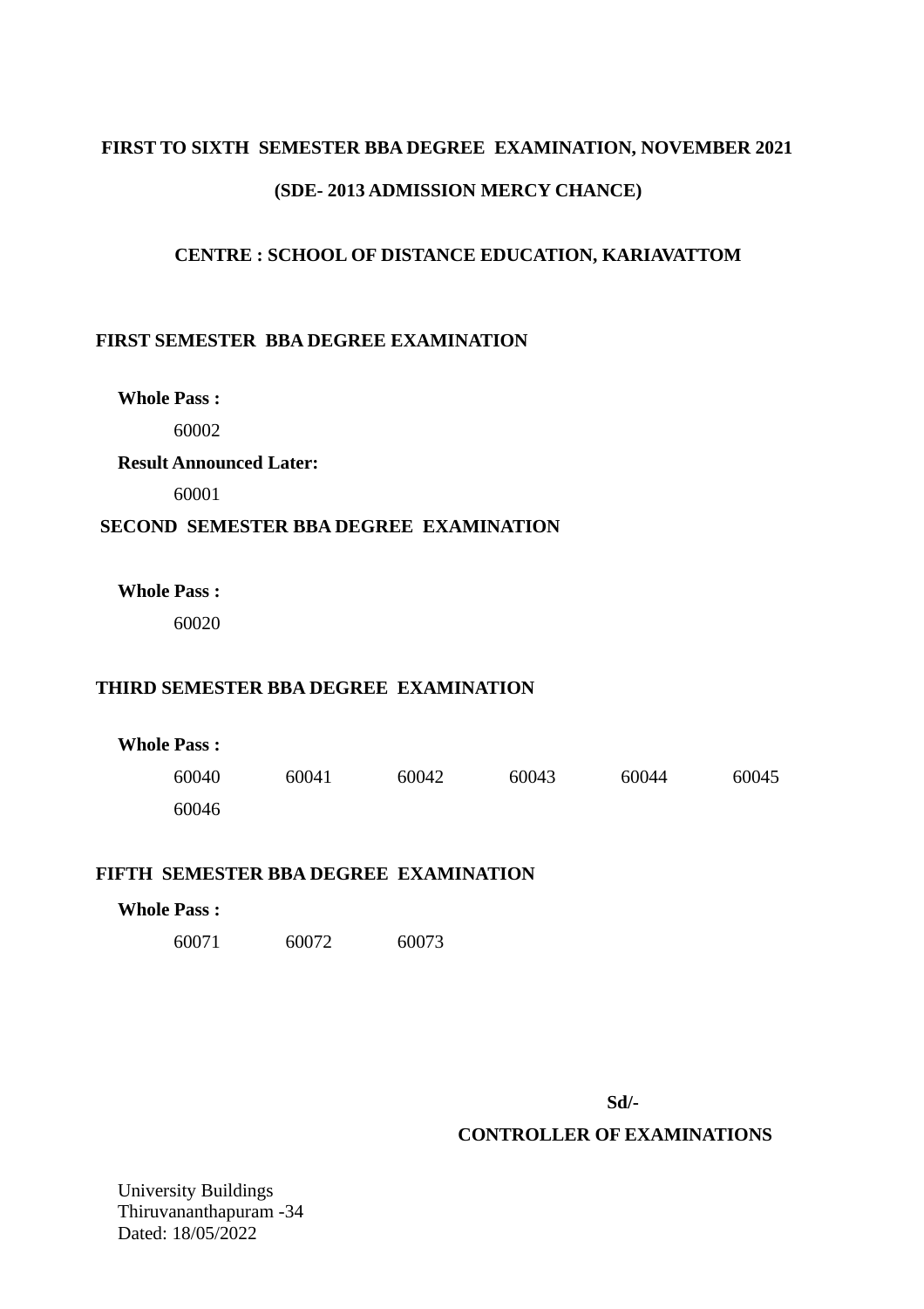**FIRST TO SIXTH SEMESTER BBA DEGREE EXAMINATION, NOVEMBER 2021**

**(SDE- 2013 ADMISSION MERCY CHANCE)**

**CENTRE : SCHOOL OF DISTANCE EDUCATION, KARIAVATTOM**

## FIRST SEMESTER BBA DEGREE EXAMINATION

**Whole Pass :**

60002

**Result Announced Later:**

60001

## SECOND SEMESTER BBA DEGREE EXAMINATION

**Whole Pass :**

60020

## THIRD SEMESTER BBA DEGREE EXAMINATION

**Whole Pass :**

60040 60041 60042 60043 60044 60045
60046

## FIFTH SEMESTER BBA DEGREE EXAMINATION

**Whole Pass :**

60071 60072 60073

**Sd/-**

**CONTROLLER OF EXAMINATIONS**

University Buildings
Thiruvananthapuram -34
Dated: 18/05/2022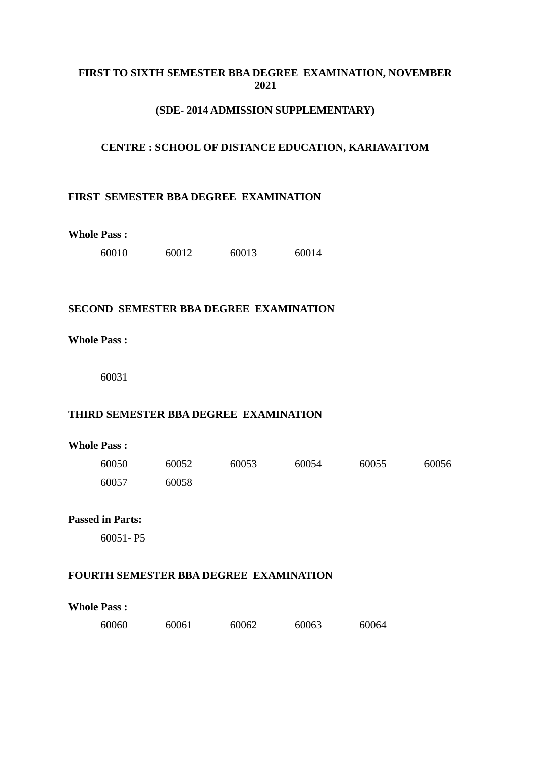**FIRST TO SIXTH SEMESTER BBA DEGREE EXAMINATION, NOVEMBER 2021**

**(SDE- 2014 ADMISSION SUPPLEMENTARY)**

**CENTRE : SCHOOL OF DISTANCE EDUCATION, KARIAVATTOM**

**FIRST SEMESTER BBA DEGREE EXAMINATION**

**Whole Pass :**

60010 60012 60013 60014

**SECOND SEMESTER BBA DEGREE EXAMINATION**

**Whole Pass :**

60031

**THIRD SEMESTER BBA DEGREE EXAMINATION**

**Whole Pass :**

60050 60052 60053 60054 60055 60056
60057 60058

**Passed in Parts:**

60051- P5

**FOURTH SEMESTER BBA DEGREE EXAMINATION**

**Whole Pass :**

60060 60061 60062 60063 60064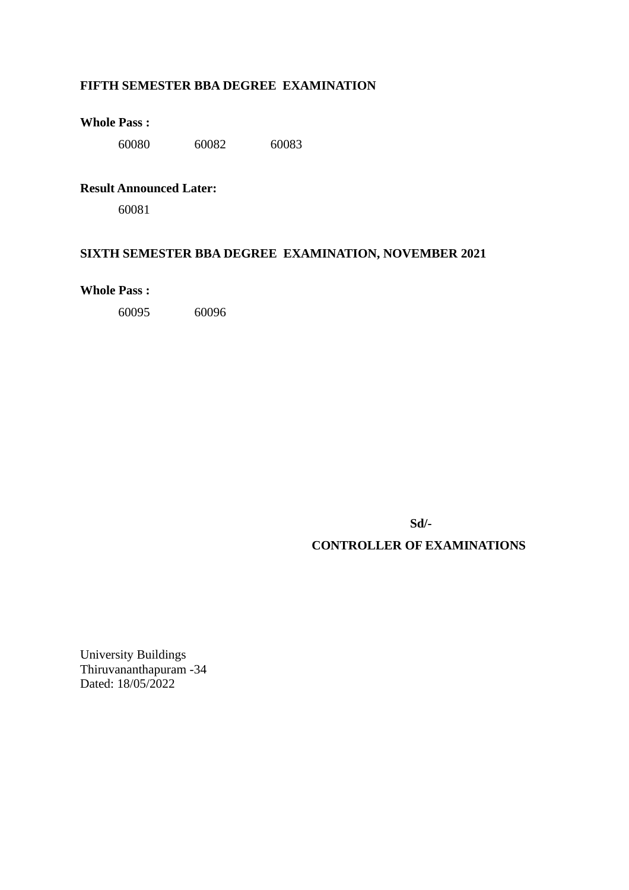**FIFTH SEMESTER BBA DEGREE EXAMINATION**

**Whole Pass :**

60080 60082 60083

**Result Announced Later:**

60081

**SIXTH SEMESTER BBA DEGREE EXAMINATION, NOVEMBER 2021**

**Whole Pass :**

60095 60096

**Sd/-**

**CONTROLLER OF EXAMINATIONS**

University Buildings
Thiruvananthapuram -34
Dated: 18/05/2022